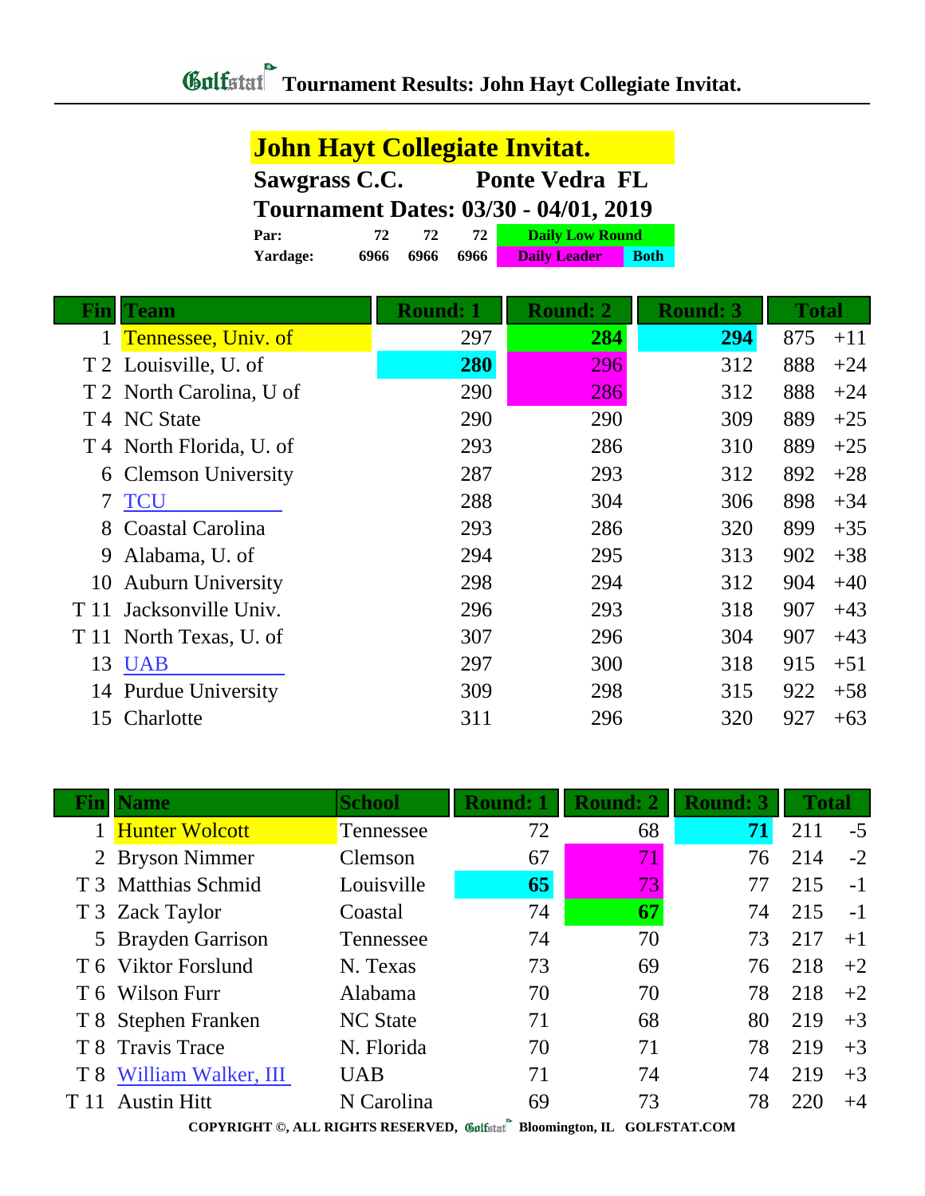# Tournament Results: John Hayt Collegiate Invitat.

## John Hayt Collegiate Invitat.

**Sawgrass C.C.** **Ponte Vedra FL**

**Tournament Dates: 03/30 - 04/01, 2019**

| | | | | |
|---|---|---|---|---|
| **Par:** | 72 | 72 | 72 | Daily Low Round |
| **Yardage:** | 6966 | 6966 | 6966 | Daily Leader / Both |

| Fin | Team | Round: 1 | Round: 2 | Round: 3 | Total | |
|---|---|---|---|---|---|---|
| 1 | Tennessee, Univ. of | 297 | **284** | **294** | 875 | +11 |
| T 2 | Louisville, U. of | **280** | 296 | 312 | 888 | +24 |
| T 2 | North Carolina, U of | 290 | 286 | 312 | 888 | +24 |
| T 4 | NC State | 290 | 290 | 309 | 889 | +25 |
| T 4 | North Florida, U. of | 293 | 286 | 310 | 889 | +25 |
| 6 | Clemson University | 287 | 293 | 312 | 892 | +28 |
| 7 | TCU | 288 | 304 | 306 | 898 | +34 |
| 8 | Coastal Carolina | 293 | 286 | 320 | 899 | +35 |
| 9 | Alabama, U. of | 294 | 295 | 313 | 902 | +38 |
| 10 | Auburn University | 298 | 294 | 312 | 904 | +40 |
| T 11 | Jacksonville Univ. | 296 | 293 | 318 | 907 | +43 |
| T 11 | North Texas, U. of | 307 | 296 | 304 | 907 | +43 |
| 13 | UAB | 297 | 300 | 318 | 915 | +51 |
| 14 | Purdue University | 309 | 298 | 315 | 922 | +58 |
| 15 | Charlotte | 311 | 296 | 320 | 927 | +63 |

| Fin | Name | School | Round: 1 | Round: 2 | Round: 3 | Total | |
|---|---|---|---|---|---|---|---|
| 1 | Hunter Wolcott | Tennessee | 72 | 68 | **71** | 211 | -5 |
| 2 | Bryson Nimmer | Clemson | 67 | 71 | 76 | 214 | -2 |
| T 3 | Matthias Schmid | Louisville | **65** | 73 | 77 | 215 | -1 |
| T 3 | Zack Taylor | Coastal | 74 | **67** | 74 | 215 | -1 |
| 5 | Brayden Garrison | Tennessee | 74 | 70 | 73 | 217 | +1 |
| T 6 | Viktor Forslund | N. Texas | 73 | 69 | 76 | 218 | +2 |
| T 6 | Wilson Furr | Alabama | 70 | 70 | 78 | 218 | +2 |
| T 8 | Stephen Franken | NC State | 71 | 68 | 80 | 219 | +3 |
| T 8 | Travis Trace | N. Florida | 70 | 71 | 78 | 219 | +3 |
| T 8 | William Walker, III | UAB | 71 | 74 | 74 | 219 | +3 |
| T 11 | Austin Hitt | N Carolina | 69 | 73 | 78 | 220 | +4 |

COPYRIGHT ©, ALL RIGHTS RESERVED, Golfstat Bloomington, IL GOLFSTAT.COM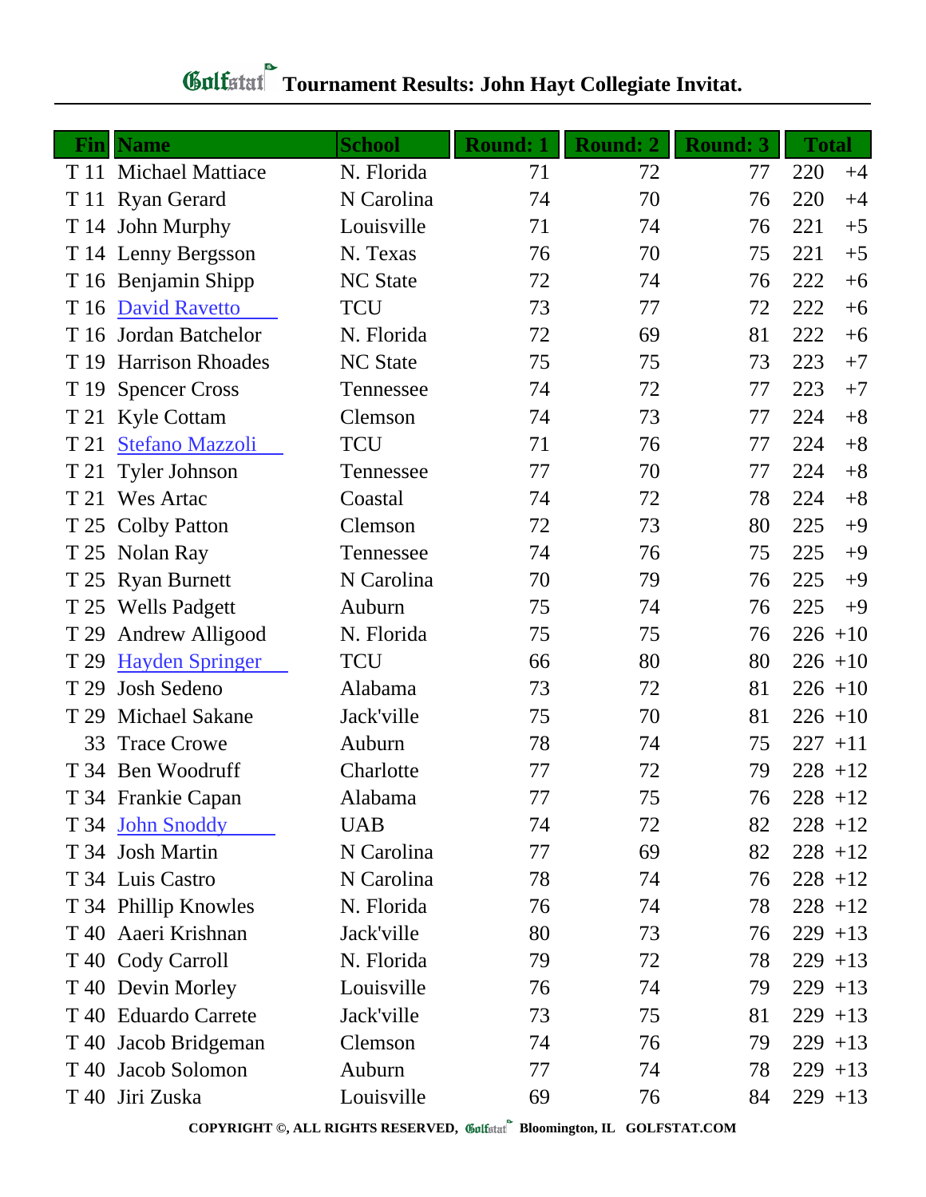# Golfstat Tournament Results: John Hayt Collegiate Invitat.

| Fin | Name | School | Round: 1 | Round: 2 | Round: 3 | Total | |
|---|---|---|---|---|---|---|---|
| T 11 | Michael Mattiace | N. Florida | 71 | 72 | 77 | 220 | +4 |
| T 11 | Ryan Gerard | N Carolina | 74 | 70 | 76 | 220 | +4 |
| T 14 | John Murphy | Louisville | 71 | 74 | 76 | 221 | +5 |
| T 14 | Lenny Bergsson | N. Texas | 76 | 70 | 75 | 221 | +5 |
| T 16 | Benjamin Shipp | NC State | 72 | 74 | 76 | 222 | +6 |
| T 16 | David Ravetto | TCU | 73 | 77 | 72 | 222 | +6 |
| T 16 | Jordan Batchelor | N. Florida | 72 | 69 | 81 | 222 | +6 |
| T 19 | Harrison Rhoades | NC State | 75 | 75 | 73 | 223 | +7 |
| T 19 | Spencer Cross | Tennessee | 74 | 72 | 77 | 223 | +7 |
| T 21 | Kyle Cottam | Clemson | 74 | 73 | 77 | 224 | +8 |
| T 21 | Stefano Mazzoli | TCU | 71 | 76 | 77 | 224 | +8 |
| T 21 | Tyler Johnson | Tennessee | 77 | 70 | 77 | 224 | +8 |
| T 21 | Wes Artac | Coastal | 74 | 72 | 78 | 224 | +8 |
| T 25 | Colby Patton | Clemson | 72 | 73 | 80 | 225 | +9 |
| T 25 | Nolan Ray | Tennessee | 74 | 76 | 75 | 225 | +9 |
| T 25 | Ryan Burnett | N Carolina | 70 | 79 | 76 | 225 | +9 |
| T 25 | Wells Padgett | Auburn | 75 | 74 | 76 | 225 | +9 |
| T 29 | Andrew Alligood | N. Florida | 75 | 75 | 76 | 226 | +10 |
| T 29 | Hayden Springer | TCU | 66 | 80 | 80 | 226 | +10 |
| T 29 | Josh Sedeno | Alabama | 73 | 72 | 81 | 226 | +10 |
| T 29 | Michael Sakane | Jack'ville | 75 | 70 | 81 | 226 | +10 |
| 33 | Trace Crowe | Auburn | 78 | 74 | 75 | 227 | +11 |
| T 34 | Ben Woodruff | Charlotte | 77 | 72 | 79 | 228 | +12 |
| T 34 | Frankie Capan | Alabama | 77 | 75 | 76 | 228 | +12 |
| T 34 | John Snoddy | UAB | 74 | 72 | 82 | 228 | +12 |
| T 34 | Josh Martin | N Carolina | 77 | 69 | 82 | 228 | +12 |
| T 34 | Luis Castro | N Carolina | 78 | 74 | 76 | 228 | +12 |
| T 34 | Phillip Knowles | N. Florida | 76 | 74 | 78 | 228 | +12 |
| T 40 | Aaeri Krishnan | Jack'ville | 80 | 73 | 76 | 229 | +13 |
| T 40 | Cody Carroll | N. Florida | 79 | 72 | 78 | 229 | +13 |
| T 40 | Devin Morley | Louisville | 76 | 74 | 79 | 229 | +13 |
| T 40 | Eduardo Carrete | Jack'ville | 73 | 75 | 81 | 229 | +13 |
| T 40 | Jacob Bridgeman | Clemson | 74 | 76 | 79 | 229 | +13 |
| T 40 | Jacob Solomon | Auburn | 77 | 74 | 78 | 229 | +13 |
| T 40 | Jiri Zuska | Louisville | 69 | 76 | 84 | 229 | +13 |

COPYRIGHT ©, ALL RIGHTS RESERVED, Golfstat Bloomington, IL GOLFSTAT.COM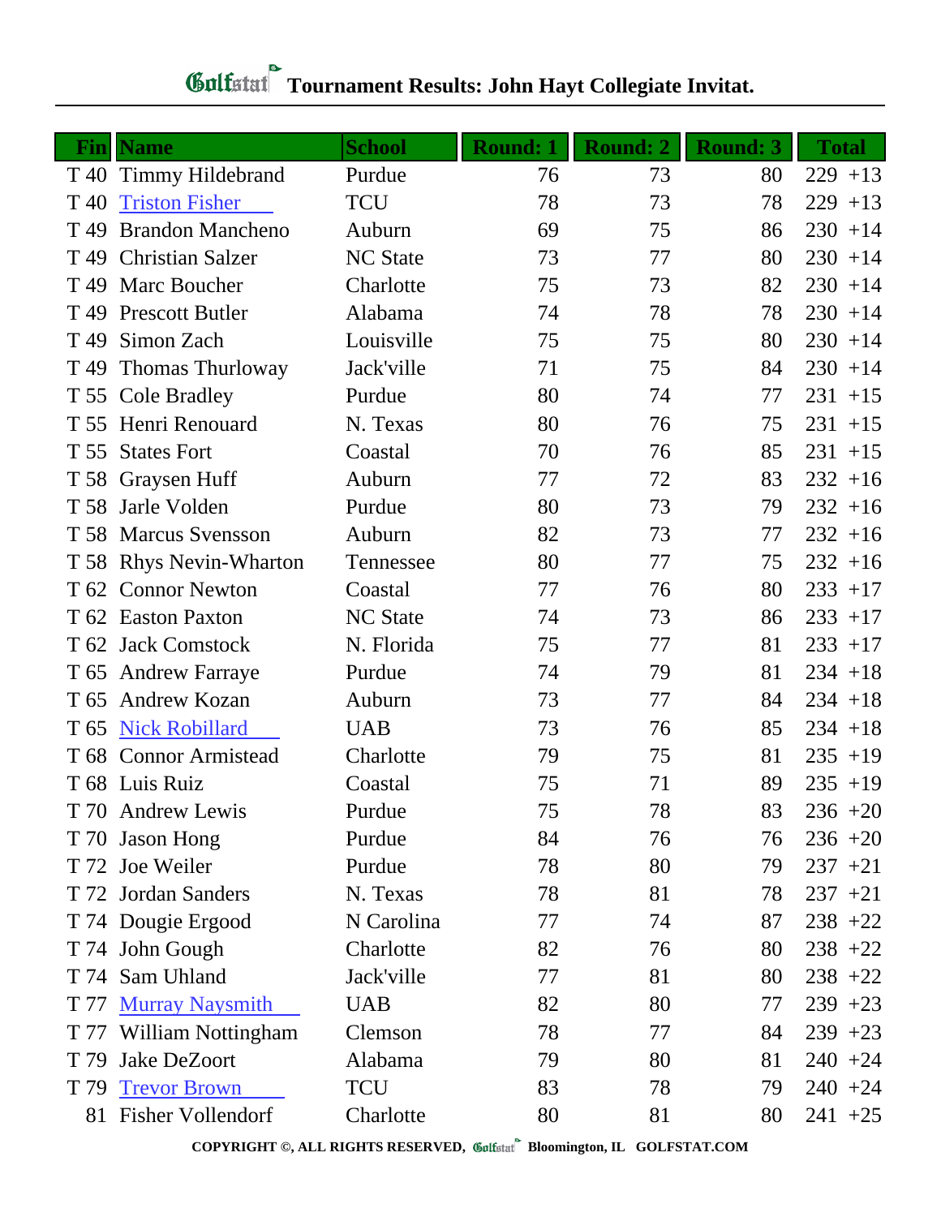# Golfstat Tournament Results: John Hayt Collegiate Invitat.

| Fin | Name | School | Round: 1 | Round: 2 | Round: 3 | Total | |
|---|---|---|---|---|---|---|---|
| T 40 | Timmy Hildebrand | Purdue | 76 | 73 | 80 | 229 | +13 |
| T 40 | Triston Fisher | TCU | 78 | 73 | 78 | 229 | +13 |
| T 49 | Brandon Mancheno | Auburn | 69 | 75 | 86 | 230 | +14 |
| T 49 | Christian Salzer | NC State | 73 | 77 | 80 | 230 | +14 |
| T 49 | Marc Boucher | Charlotte | 75 | 73 | 82 | 230 | +14 |
| T 49 | Prescott Butler | Alabama | 74 | 78 | 78 | 230 | +14 |
| T 49 | Simon Zach | Louisville | 75 | 75 | 80 | 230 | +14 |
| T 49 | Thomas Thurloway | Jack'ville | 71 | 75 | 84 | 230 | +14 |
| T 55 | Cole Bradley | Purdue | 80 | 74 | 77 | 231 | +15 |
| T 55 | Henri Renouard | N. Texas | 80 | 76 | 75 | 231 | +15 |
| T 55 | States Fort | Coastal | 70 | 76 | 85 | 231 | +15 |
| T 58 | Graysen Huff | Auburn | 77 | 72 | 83 | 232 | +16 |
| T 58 | Jarle Volden | Purdue | 80 | 73 | 79 | 232 | +16 |
| T 58 | Marcus Svensson | Auburn | 82 | 73 | 77 | 232 | +16 |
| T 58 | Rhys Nevin-Wharton | Tennessee | 80 | 77 | 75 | 232 | +16 |
| T 62 | Connor Newton | Coastal | 77 | 76 | 80 | 233 | +17 |
| T 62 | Easton Paxton | NC State | 74 | 73 | 86 | 233 | +17 |
| T 62 | Jack Comstock | N. Florida | 75 | 77 | 81 | 233 | +17 |
| T 65 | Andrew Farraye | Purdue | 74 | 79 | 81 | 234 | +18 |
| T 65 | Andrew Kozan | Auburn | 73 | 77 | 84 | 234 | +18 |
| T 65 | Nick Robillard | UAB | 73 | 76 | 85 | 234 | +18 |
| T 68 | Connor Armistead | Charlotte | 79 | 75 | 81 | 235 | +19 |
| T 68 | Luis Ruiz | Coastal | 75 | 71 | 89 | 235 | +19 |
| T 70 | Andrew Lewis | Purdue | 75 | 78 | 83 | 236 | +20 |
| T 70 | Jason Hong | Purdue | 84 | 76 | 76 | 236 | +20 |
| T 72 | Joe Weiler | Purdue | 78 | 80 | 79 | 237 | +21 |
| T 72 | Jordan Sanders | N. Texas | 78 | 81 | 78 | 237 | +21 |
| T 74 | Dougie Ergood | N Carolina | 77 | 74 | 87 | 238 | +22 |
| T 74 | John Gough | Charlotte | 82 | 76 | 80 | 238 | +22 |
| T 74 | Sam Uhland | Jack'ville | 77 | 81 | 80 | 238 | +22 |
| T 77 | Murray Naysmith | UAB | 82 | 80 | 77 | 239 | +23 |
| T 77 | William Nottingham | Clemson | 78 | 77 | 84 | 239 | +23 |
| T 79 | Jake DeZoort | Alabama | 79 | 80 | 81 | 240 | +24 |
| T 79 | Trevor Brown | TCU | 83 | 78 | 79 | 240 | +24 |
| 81 | Fisher Vollendorf | Charlotte | 80 | 81 | 80 | 241 | +25 |

COPYRIGHT ©, ALL RIGHTS RESERVED, Golfstat Bloomington, IL GOLFSTAT.COM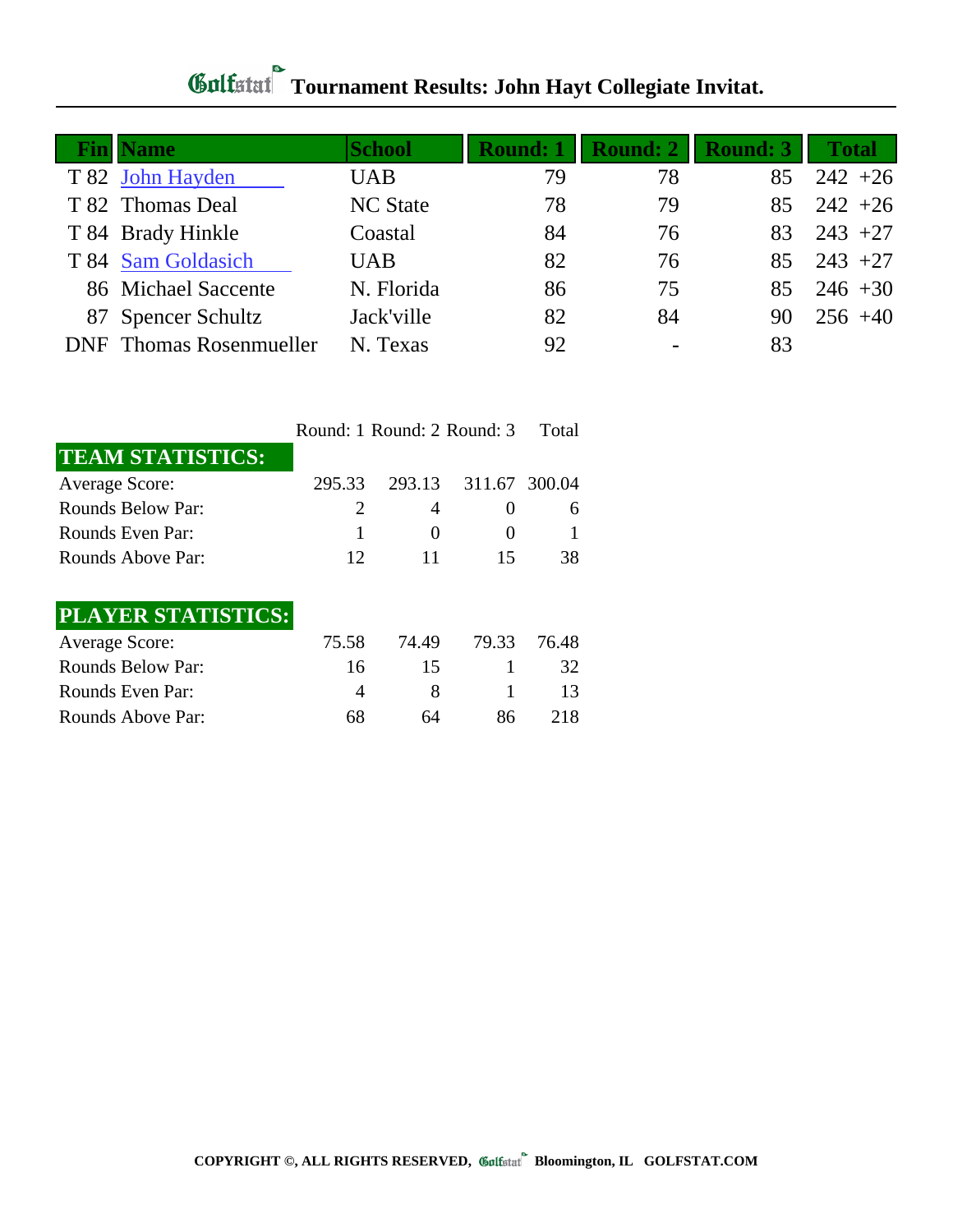# Golfstat Tournament Results: John Hayt Collegiate Invitat.

| Fin | Name | School | Round: 1 | Round: 2 | Round: 3 | Total | |
|---|---|---|---|---|---|---|---|
| T 82 | John Hayden | UAB | 79 | 78 | 85 | 242 | +26 |
| T 82 | Thomas Deal | NC State | 78 | 79 | 85 | 242 | +26 |
| T 84 | Brady Hinkle | Coastal | 84 | 76 | 83 | 243 | +27 |
| T 84 | Sam Goldasich | UAB | 82 | 76 | 85 | 243 | +27 |
| 86 | Michael Saccente | N. Florida | 86 | 75 | 85 | 246 | +30 |
| 87 | Spencer Schultz | Jack'ville | 82 | 84 | 90 | 256 | +40 |
| DNF | Thomas Rosenmueller | N. Texas | 92 | - | 83 | | |

| TEAM STATISTICS: | Round: 1 | Round: 2 | Round: 3 | Total |
|---|---|---|---|---|
| Average Score: | 295.33 | 293.13 | 311.67 | 300.04 |
| Rounds Below Par: | 2 | 4 | 0 | 6 |
| Rounds Even Par: | 1 | 0 | 0 | 1 |
| Rounds Above Par: | 12 | 11 | 15 | 38 |

| PLAYER STATISTICS: | Round: 1 | Round: 2 | Round: 3 | Total |
|---|---|---|---|---|
| Average Score: | 75.58 | 74.49 | 79.33 | 76.48 |
| Rounds Below Par: | 16 | 15 | 1 | 32 |
| Rounds Even Par: | 4 | 8 | 1 | 13 |
| Rounds Above Par: | 68 | 64 | 86 | 218 |

COPYRIGHT ©, ALL RIGHTS RESERVED, Golfstat Bloomington, IL GOLFSTAT.COM